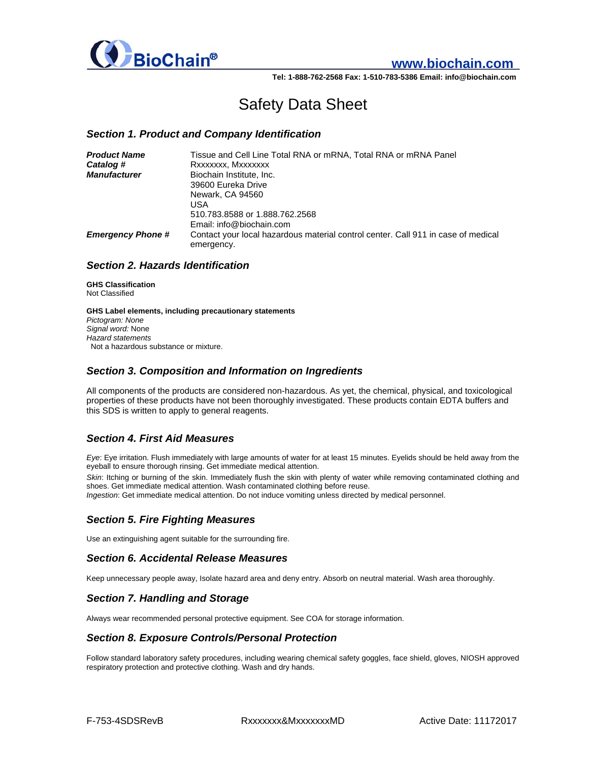# Safety Data Sheet

## Section 1. Product and Company Identification

| | |
|---|---|
| ***Product Name*** | Tissue and Cell Line Total RNA or mRNA, Total RNA or mRNA Panel |
| ***Catalog #*** | Rxxxxxxx, Mxxxxxxx |
| ***Manufacturer*** | Biochain Institute, Inc.<br>39600 Eureka Drive<br>Newark, CA 94560<br>USA<br>510.783.8588 or 1.888.762.2568<br>Email: info@biochain.com |
| ***Emergency Phone #*** | Contact your local hazardous material control center. Call 911 in case of medical emergency. |

## Section 2. Hazards Identification

**GHS Classification**
Not Classified

**GHS Label elements, including precautionary statements**
*Pictogram: None*
*Signal word:* None
*Hazard statements*
Not a hazardous substance or mixture.

## Section 3. Composition and Information on Ingredients

All components of the products are considered non-hazardous. As yet, the chemical, physical, and toxicological properties of these products have not been thoroughly investigated. These products contain EDTA buffers and this SDS is written to apply to general reagents.

## Section 4. First Aid Measures

*Eye*: Eye irritation. Flush immediately with large amounts of water for at least 15 minutes. Eyelids should be held away from the eyeball to ensure thorough rinsing. Get immediate medical attention.
*Skin*: Itching or burning of the skin. Immediately flush the skin with plenty of water while removing contaminated clothing and shoes. Get immediate medical attention. Wash contaminated clothing before reuse.
*Ingestion*: Get immediate medical attention. Do not induce vomiting unless directed by medical personnel.

## Section 5. Fire Fighting Measures

Use an extinguishing agent suitable for the surrounding fire.

## Section 6. Accidental Release Measures

Keep unnecessary people away, Isolate hazard area and deny entry. Absorb on neutral material. Wash area thoroughly.

## Section 7. Handling and Storage

Always wear recommended personal protective equipment. See COA for storage information.

## Section 8. Exposure Controls/Personal Protection

Follow standard laboratory safety procedures, including wearing chemical safety goggles, face shield, gloves, NIOSH approved respiratory protection and protective clothing. Wash and dry hands.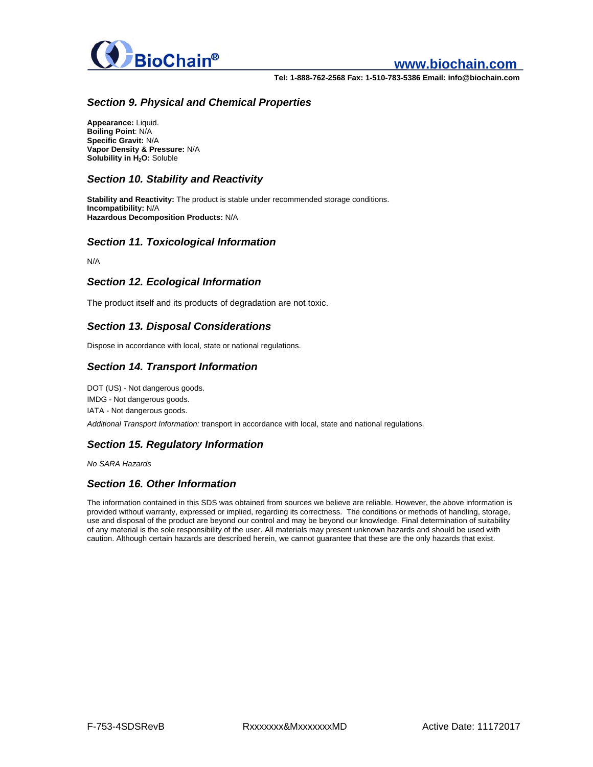## Section 9. Physical and Chemical Properties

**Appearance:** Liquid.
**Boiling Point**: N/A
**Specific Gravit:** N/A
**Vapor Density & Pressure:** N/A
**Solubility in $H_2O$:** Soluble

## Section 10. Stability and Reactivity

**Stability and Reactivity:** The product is stable under recommended storage conditions.
**Incompatibility:** N/A
**Hazardous Decomposition Products:** N/A

## Section 11. Toxicological Information

N/A

## Section 12. Ecological Information

The product itself and its products of degradation are not toxic.

## Section 13. Disposal Considerations

Dispose in accordance with local, state or national regulations.

## Section 14. Transport Information

DOT (US) - Not dangerous goods.

IMDG - Not dangerous goods.

IATA - Not dangerous goods.

*Additional Transport Information:* transport in accordance with local, state and national regulations.

## Section 15. Regulatory Information

*No SARA Hazards*

## Section 16. Other Information

The information contained in this SDS was obtained from sources we believe are reliable. However, the above information is provided without warranty, expressed or implied, regarding its correctness. The conditions or methods of handling, storage, use and disposal of the product are beyond our control and may be beyond our knowledge. Final determination of suitability of any material is the sole responsibility of the user. All materials may present unknown hazards and should be used with caution. Although certain hazards are described herein, we cannot guarantee that these are the only hazards that exist.